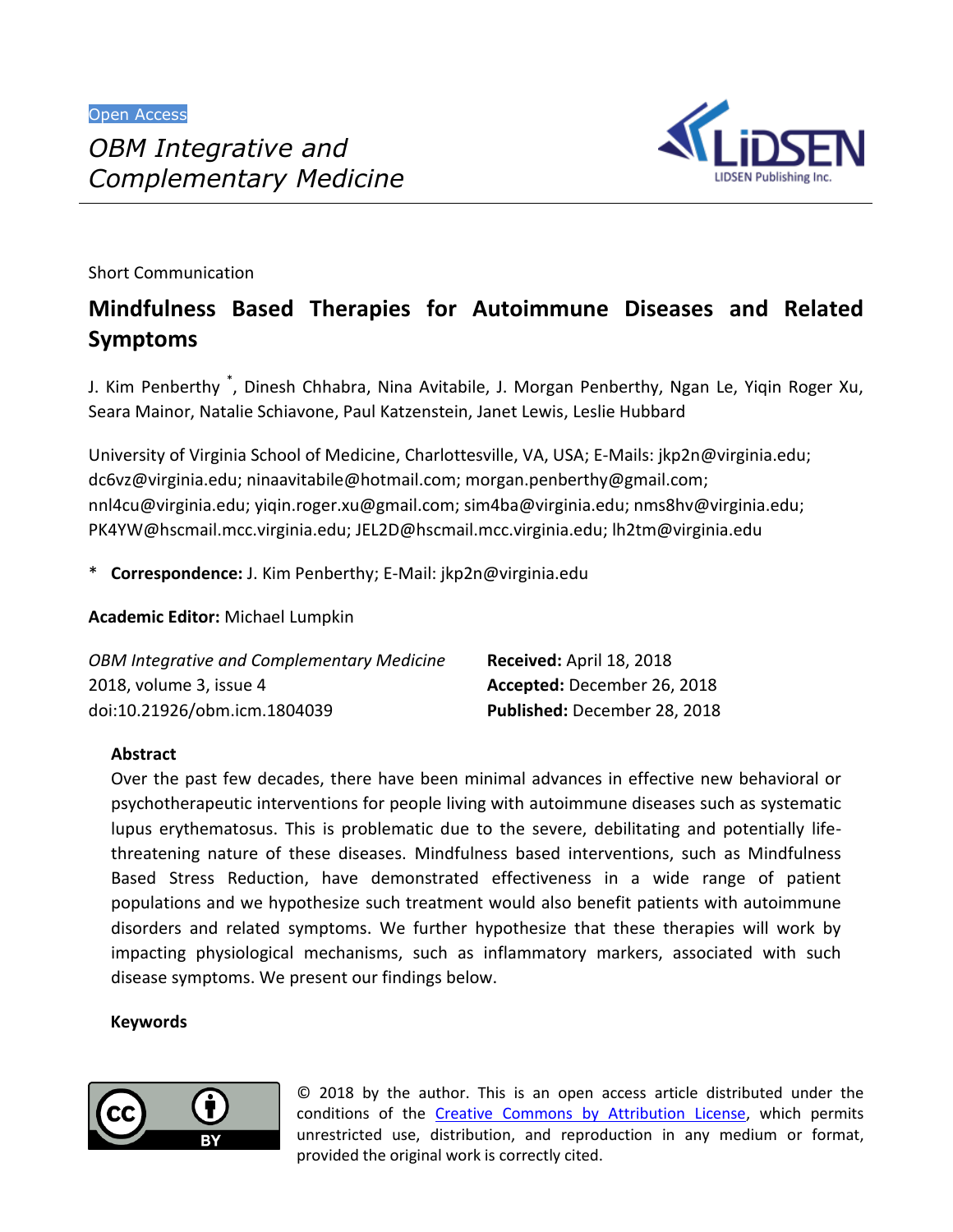Open Access

*OBM Integrative and Complementary Medicine*

Short Communication

# Mindfulness Based Therapies for Autoimmune Diseases and Related Symptoms

J. Kim Penberthy *, Dinesh Chhabra, Nina Avitabile, J. Morgan Penberthy, Ngan Le, Yiqin Roger Xu, Seara Mainor, Natalie Schiavone, Paul Katzenstein, Janet Lewis, Leslie Hubbard

University of Virginia School of Medicine, Charlottesville, VA, USA; E-Mails: jkp2n@virginia.edu; dc6vz@virginia.edu; ninaavitabile@hotmail.com; morgan.penberthy@gmail.com; nnl4cu@virginia.edu; yiqin.roger.xu@gmail.com; sim4ba@virginia.edu; nms8hv@virginia.edu; PK4YW@hscmail.mcc.virginia.edu; JEL2D@hscmail.mcc.virginia.edu; lh2tm@virginia.edu

\* **Correspondence:** J. Kim Penberthy; E-Mail: jkp2n@virginia.edu

**Academic Editor:** Michael Lumpkin

*OBM Integrative and Complementary Medicine*
2018, volume 3, issue 4
doi:10.21926/obm.icm.1804039

**Received:** April 18, 2018
**Accepted:** December 26, 2018
**Published:** December 28, 2018

## Abstract

Over the past few decades, there have been minimal advances in effective new behavioral or psychotherapeutic interventions for people living with autoimmune diseases such as systematic lupus erythematosus. This is problematic due to the severe, debilitating and potentially life-threatening nature of these diseases. Mindfulness based interventions, such as Mindfulness Based Stress Reduction, have demonstrated effectiveness in a wide range of patient populations and we hypothesize such treatment would also benefit patients with autoimmune disorders and related symptoms. We further hypothesize that these therapies will work by impacting physiological mechanisms, such as inflammatory markers, associated with such disease symptoms. We present our findings below.

## Keywords

© 2018 by the author. This is an open access article distributed under the conditions of the Creative Commons by Attribution License, which permits unrestricted use, distribution, and reproduction in any medium or format, provided the original work is correctly cited.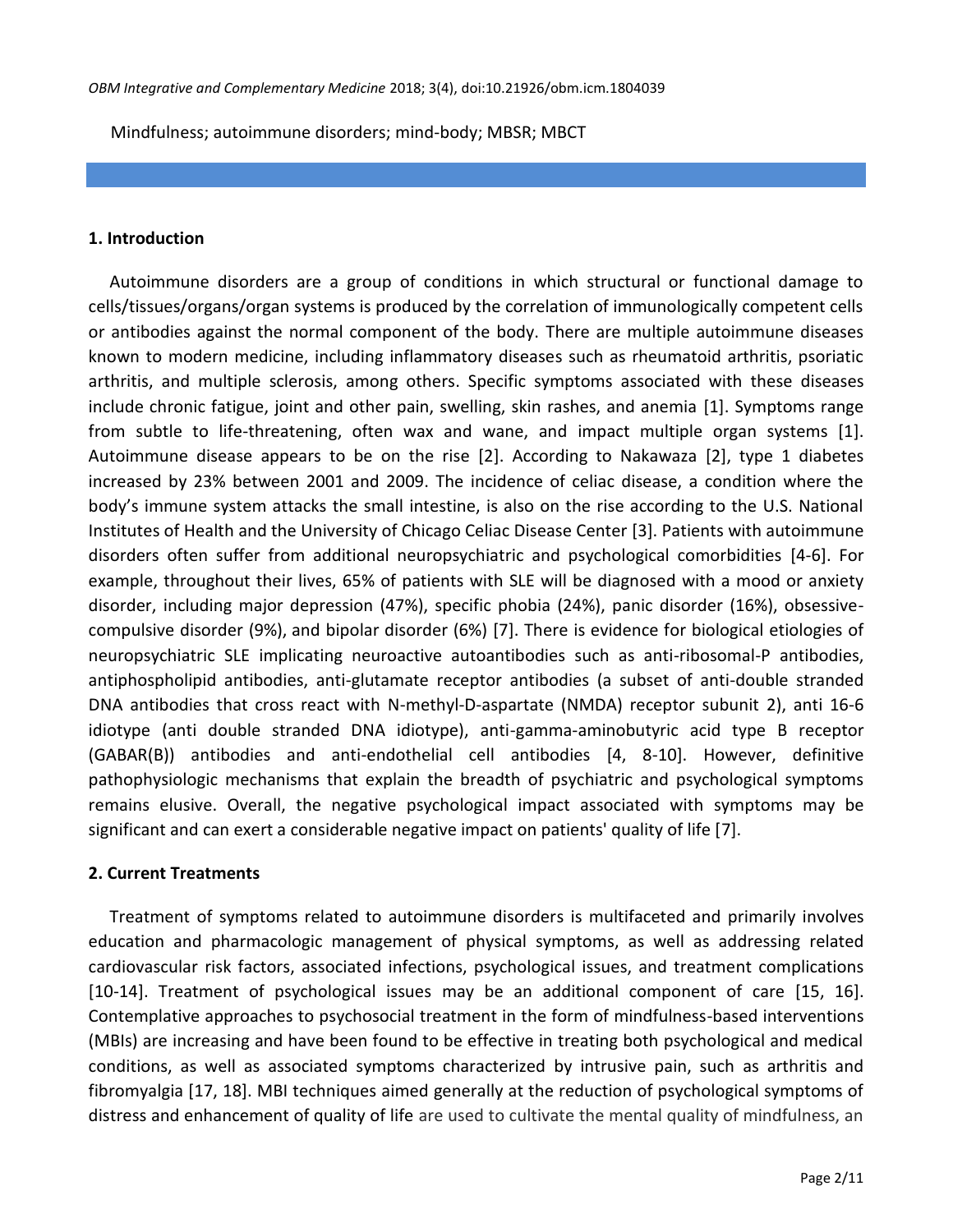Mindfulness; autoimmune disorders; mind-body; MBSR; MBCT

## 1. Introduction

Autoimmune disorders are a group of conditions in which structural or functional damage to cells/tissues/organs/organ systems is produced by the correlation of immunologically competent cells or antibodies against the normal component of the body. There are multiple autoimmune diseases known to modern medicine, including inflammatory diseases such as rheumatoid arthritis, psoriatic arthritis, and multiple sclerosis, among others. Specific symptoms associated with these diseases include chronic fatigue, joint and other pain, swelling, skin rashes, and anemia [1]. Symptoms range from subtle to life-threatening, often wax and wane, and impact multiple organ systems [1]. Autoimmune disease appears to be on the rise [2]. According to Nakawaza [2], type 1 diabetes increased by 23% between 2001 and 2009. The incidence of celiac disease, a condition where the body's immune system attacks the small intestine, is also on the rise according to the U.S. National Institutes of Health and the University of Chicago Celiac Disease Center [3]. Patients with autoimmune disorders often suffer from additional neuropsychiatric and psychological comorbidities [4-6]. For example, throughout their lives, 65% of patients with SLE will be diagnosed with a mood or anxiety disorder, including major depression (47%), specific phobia (24%), panic disorder (16%), obsessive-compulsive disorder (9%), and bipolar disorder (6%) [7]. There is evidence for biological etiologies of neuropsychiatric SLE implicating neuroactive autoantibodies such as anti-ribosomal-P antibodies, antiphospholipid antibodies, anti-glutamate receptor antibodies (a subset of anti-double stranded DNA antibodies that cross react with N-methyl-D-aspartate (NMDA) receptor subunit 2), anti 16-6 idiotype (anti double stranded DNA idiotype), anti-gamma-aminobutyric acid type B receptor (GABAR(B)) antibodies and anti-endothelial cell antibodies [4, 8-10]. However, definitive pathophysiologic mechanisms that explain the breadth of psychiatric and psychological symptoms remains elusive. Overall, the negative psychological impact associated with symptoms may be significant and can exert a considerable negative impact on patients' quality of life [7].

## 2. Current Treatments

Treatment of symptoms related to autoimmune disorders is multifaceted and primarily involves education and pharmacologic management of physical symptoms, as well as addressing related cardiovascular risk factors, associated infections, psychological issues, and treatment complications [10-14]. Treatment of psychological issues may be an additional component of care [15, 16]. Contemplative approaches to psychosocial treatment in the form of mindfulness-based interventions (MBIs) are increasing and have been found to be effective in treating both psychological and medical conditions, as well as associated symptoms characterized by intrusive pain, such as arthritis and fibromyalgia [17, 18]. MBI techniques aimed generally at the reduction of psychological symptoms of distress and enhancement of quality of life are used to cultivate the mental quality of mindfulness, an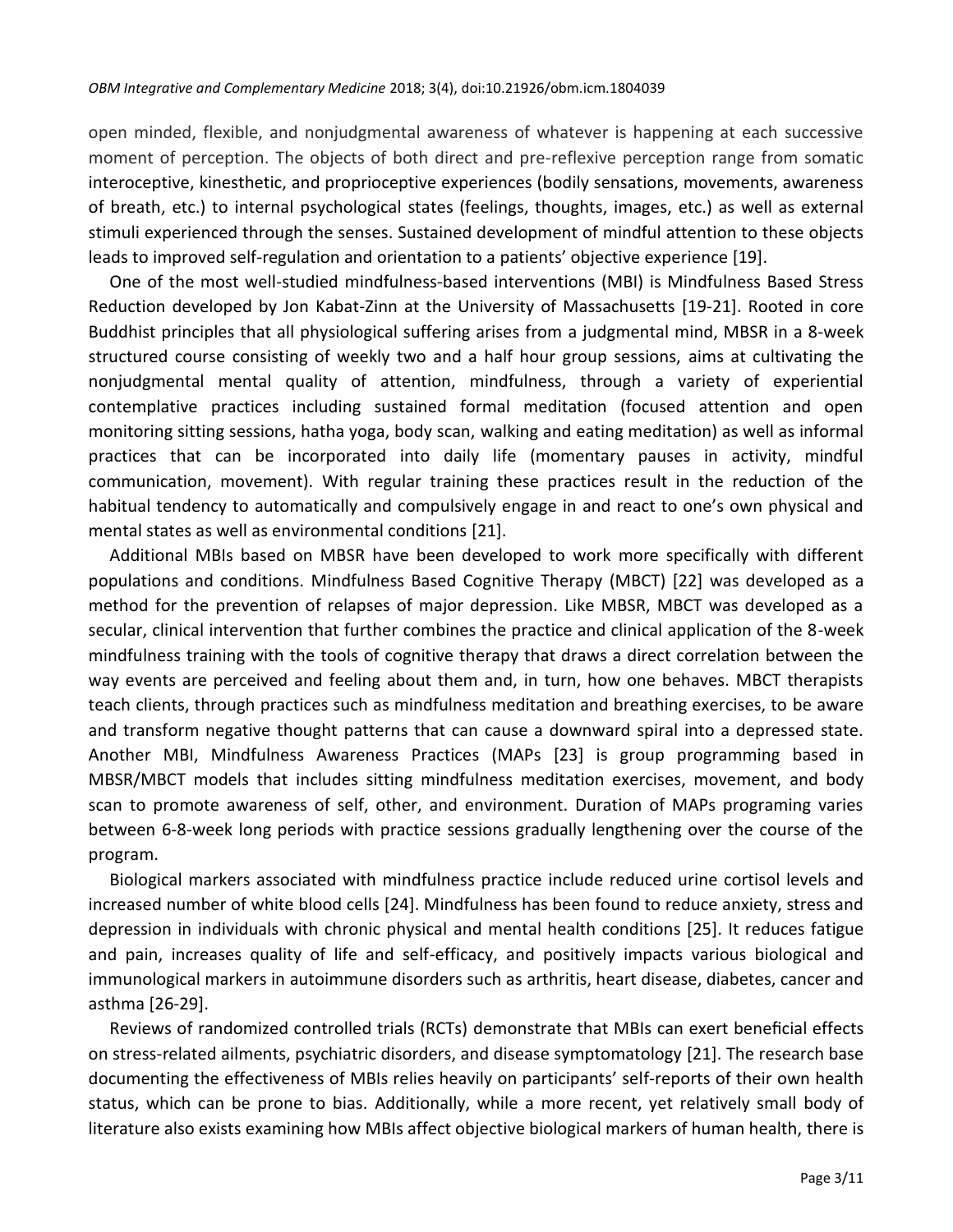open minded, flexible, and nonjudgmental awareness of whatever is happening at each successive moment of perception. The objects of both direct and pre-reflexive perception range from somatic interoceptive, kinesthetic, and proprioceptive experiences (bodily sensations, movements, awareness of breath, etc.) to internal psychological states (feelings, thoughts, images, etc.) as well as external stimuli experienced through the senses. Sustained development of mindful attention to these objects leads to improved self-regulation and orientation to a patients' objective experience [19].

One of the most well-studied mindfulness-based interventions (MBI) is Mindfulness Based Stress Reduction developed by Jon Kabat-Zinn at the University of Massachusetts [19-21]. Rooted in core Buddhist principles that all physiological suffering arises from a judgmental mind, MBSR in a 8-week structured course consisting of weekly two and a half hour group sessions, aims at cultivating the nonjudgmental mental quality of attention, mindfulness, through a variety of experiential contemplative practices including sustained formal meditation (focused attention and open monitoring sitting sessions, hatha yoga, body scan, walking and eating meditation) as well as informal practices that can be incorporated into daily life (momentary pauses in activity, mindful communication, movement). With regular training these practices result in the reduction of the habitual tendency to automatically and compulsively engage in and react to one's own physical and mental states as well as environmental conditions [21].

Additional MBIs based on MBSR have been developed to work more specifically with different populations and conditions. Mindfulness Based Cognitive Therapy (MBCT) [22] was developed as a method for the prevention of relapses of major depression. Like MBSR, MBCT was developed as a secular, clinical intervention that further combines the practice and clinical application of the 8-week mindfulness training with the tools of cognitive therapy that draws a direct correlation between the way events are perceived and feeling about them and, in turn, how one behaves. MBCT therapists teach clients, through practices such as mindfulness meditation and breathing exercises, to be aware and transform negative thought patterns that can cause a downward spiral into a depressed state. Another MBI, Mindfulness Awareness Practices (MAPs [23] is group programming based in MBSR/MBCT models that includes sitting mindfulness meditation exercises, movement, and body scan to promote awareness of self, other, and environment. Duration of MAPs programing varies between 6-8-week long periods with practice sessions gradually lengthening over the course of the program.

Biological markers associated with mindfulness practice include reduced urine cortisol levels and increased number of white blood cells [24]. Mindfulness has been found to reduce anxiety, stress and depression in individuals with chronic physical and mental health conditions [25]. It reduces fatigue and pain, increases quality of life and self-efficacy, and positively impacts various biological and immunological markers in autoimmune disorders such as arthritis, heart disease, diabetes, cancer and asthma [26-29].

Reviews of randomized controlled trials (RCTs) demonstrate that MBIs can exert beneficial effects on stress-related ailments, psychiatric disorders, and disease symptomatology [21]. The research base documenting the effectiveness of MBIs relies heavily on participants' self-reports of their own health status, which can be prone to bias. Additionally, while a more recent, yet relatively small body of literature also exists examining how MBIs affect objective biological markers of human health, there is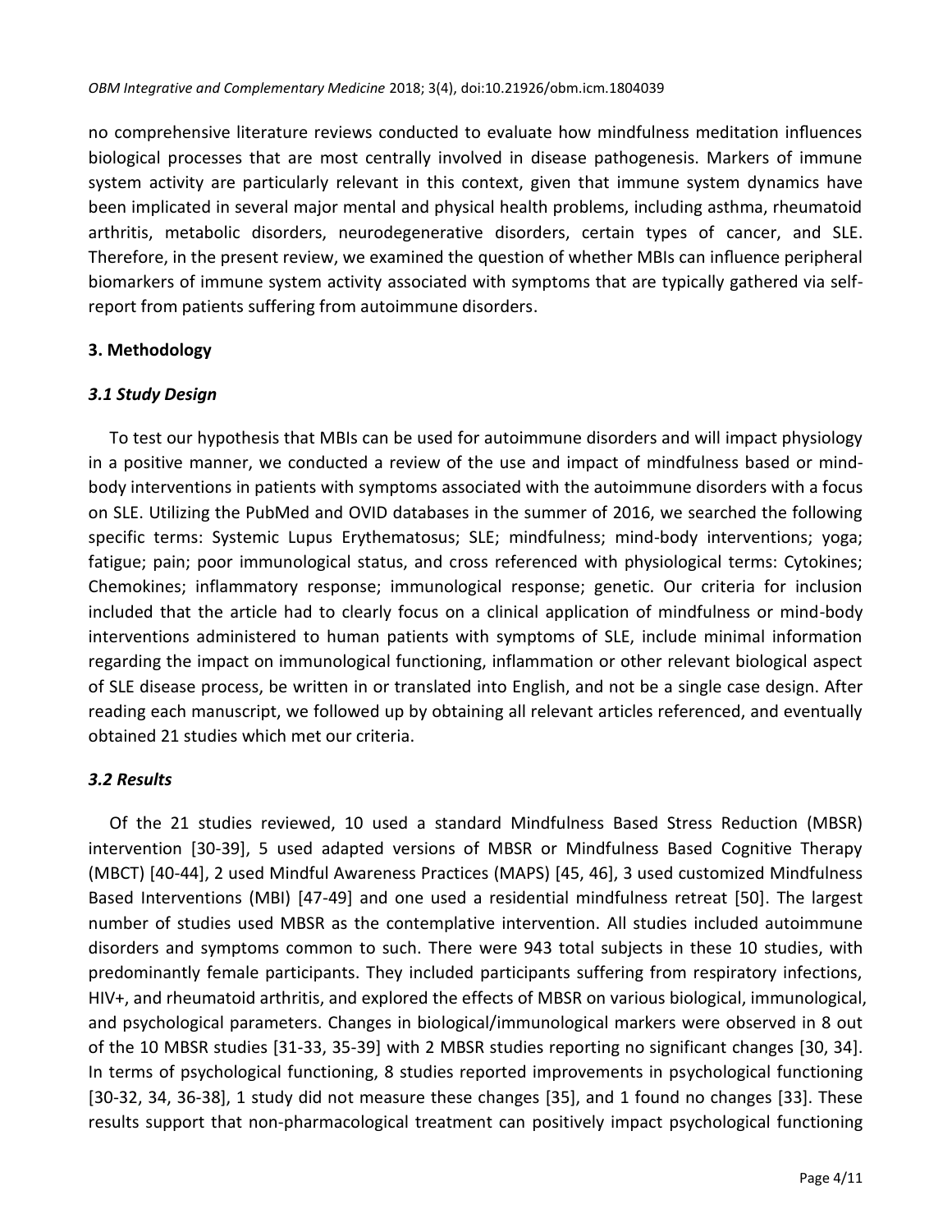no comprehensive literature reviews conducted to evaluate how mindfulness meditation influences biological processes that are most centrally involved in disease pathogenesis. Markers of immune system activity are particularly relevant in this context, given that immune system dynamics have been implicated in several major mental and physical health problems, including asthma, rheumatoid arthritis, metabolic disorders, neurodegenerative disorders, certain types of cancer, and SLE. Therefore, in the present review, we examined the question of whether MBIs can influence peripheral biomarkers of immune system activity associated with symptoms that are typically gathered via self-report from patients suffering from autoimmune disorders.

## 3. Methodology

### *3.1 Study Design*

To test our hypothesis that MBIs can be used for autoimmune disorders and will impact physiology in a positive manner, we conducted a review of the use and impact of mindfulness based or mind-body interventions in patients with symptoms associated with the autoimmune disorders with a focus on SLE. Utilizing the PubMed and OVID databases in the summer of 2016, we searched the following specific terms: Systemic Lupus Erythematosus; SLE; mindfulness; mind-body interventions; yoga; fatigue; pain; poor immunological status, and cross referenced with physiological terms: Cytokines; Chemokines; inflammatory response; immunological response; genetic. Our criteria for inclusion included that the article had to clearly focus on a clinical application of mindfulness or mind-body interventions administered to human patients with symptoms of SLE, include minimal information regarding the impact on immunological functioning, inflammation or other relevant biological aspect of SLE disease process, be written in or translated into English, and not be a single case design. After reading each manuscript, we followed up by obtaining all relevant articles referenced, and eventually obtained 21 studies which met our criteria.

### *3.2 Results*

Of the 21 studies reviewed, 10 used a standard Mindfulness Based Stress Reduction (MBSR) intervention [30-39], 5 used adapted versions of MBSR or Mindfulness Based Cognitive Therapy (MBCT) [40-44], 2 used Mindful Awareness Practices (MAPS) [45, 46], 3 used customized Mindfulness Based Interventions (MBI) [47-49] and one used a residential mindfulness retreat [50]. The largest number of studies used MBSR as the contemplative intervention. All studies included autoimmune disorders and symptoms common to such. There were 943 total subjects in these 10 studies, with predominantly female participants. They included participants suffering from respiratory infections, HIV+, and rheumatoid arthritis, and explored the effects of MBSR on various biological, immunological, and psychological parameters. Changes in biological/immunological markers were observed in 8 out of the 10 MBSR studies [31-33, 35-39] with 2 MBSR studies reporting no significant changes [30, 34]. In terms of psychological functioning, 8 studies reported improvements in psychological functioning [30-32, 34, 36-38], 1 study did not measure these changes [35], and 1 found no changes [33]. These results support that non-pharmacological treatment can positively impact psychological functioning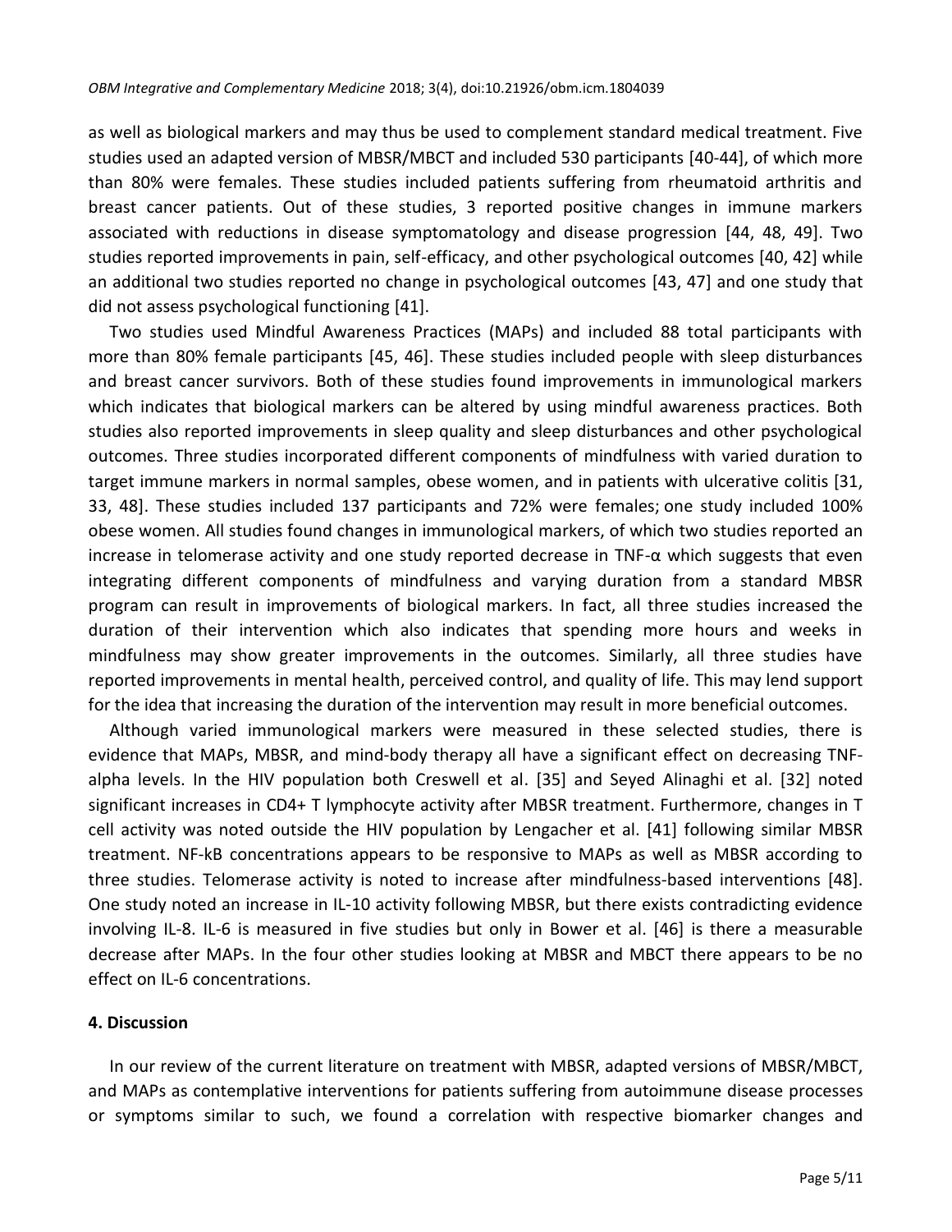as well as biological markers and may thus be used to complement standard medical treatment. Five studies used an adapted version of MBSR/MBCT and included 530 participants [40-44], of which more than 80% were females. These studies included patients suffering from rheumatoid arthritis and breast cancer patients. Out of these studies, 3 reported positive changes in immune markers associated with reductions in disease symptomatology and disease progression [44, 48, 49]. Two studies reported improvements in pain, self-efficacy, and other psychological outcomes [40, 42] while an additional two studies reported no change in psychological outcomes [43, 47] and one study that did not assess psychological functioning [41].

Two studies used Mindful Awareness Practices (MAPs) and included 88 total participants with more than 80% female participants [45, 46]. These studies included people with sleep disturbances and breast cancer survivors. Both of these studies found improvements in immunological markers which indicates that biological markers can be altered by using mindful awareness practices. Both studies also reported improvements in sleep quality and sleep disturbances and other psychological outcomes. Three studies incorporated different components of mindfulness with varied duration to target immune markers in normal samples, obese women, and in patients with ulcerative colitis [31, 33, 48]. These studies included 137 participants and 72% were females; one study included 100% obese women. All studies found changes in immunological markers, of which two studies reported an increase in telomerase activity and one study reported decrease in TNF-α which suggests that even integrating different components of mindfulness and varying duration from a standard MBSR program can result in improvements of biological markers. In fact, all three studies increased the duration of their intervention which also indicates that spending more hours and weeks in mindfulness may show greater improvements in the outcomes. Similarly, all three studies have reported improvements in mental health, perceived control, and quality of life. This may lend support for the idea that increasing the duration of the intervention may result in more beneficial outcomes.

Although varied immunological markers were measured in these selected studies, there is evidence that MAPs, MBSR, and mind-body therapy all have a significant effect on decreasing TNF-alpha levels. In the HIV population both Creswell et al. [35] and Seyed Alinaghi et al. [32] noted significant increases in CD4+ T lymphocyte activity after MBSR treatment. Furthermore, changes in T cell activity was noted outside the HIV population by Lengacher et al. [41] following similar MBSR treatment. NF-kB concentrations appears to be responsive to MAPs as well as MBSR according to three studies. Telomerase activity is noted to increase after mindfulness-based interventions [48]. One study noted an increase in IL-10 activity following MBSR, but there exists contradicting evidence involving IL-8. IL-6 is measured in five studies but only in Bower et al. [46] is there a measurable decrease after MAPs. In the four other studies looking at MBSR and MBCT there appears to be no effect on IL-6 concentrations.

## 4. Discussion

In our review of the current literature on treatment with MBSR, adapted versions of MBSR/MBCT, and MAPs as contemplative interventions for patients suffering from autoimmune disease processes or symptoms similar to such, we found a correlation with respective biomarker changes and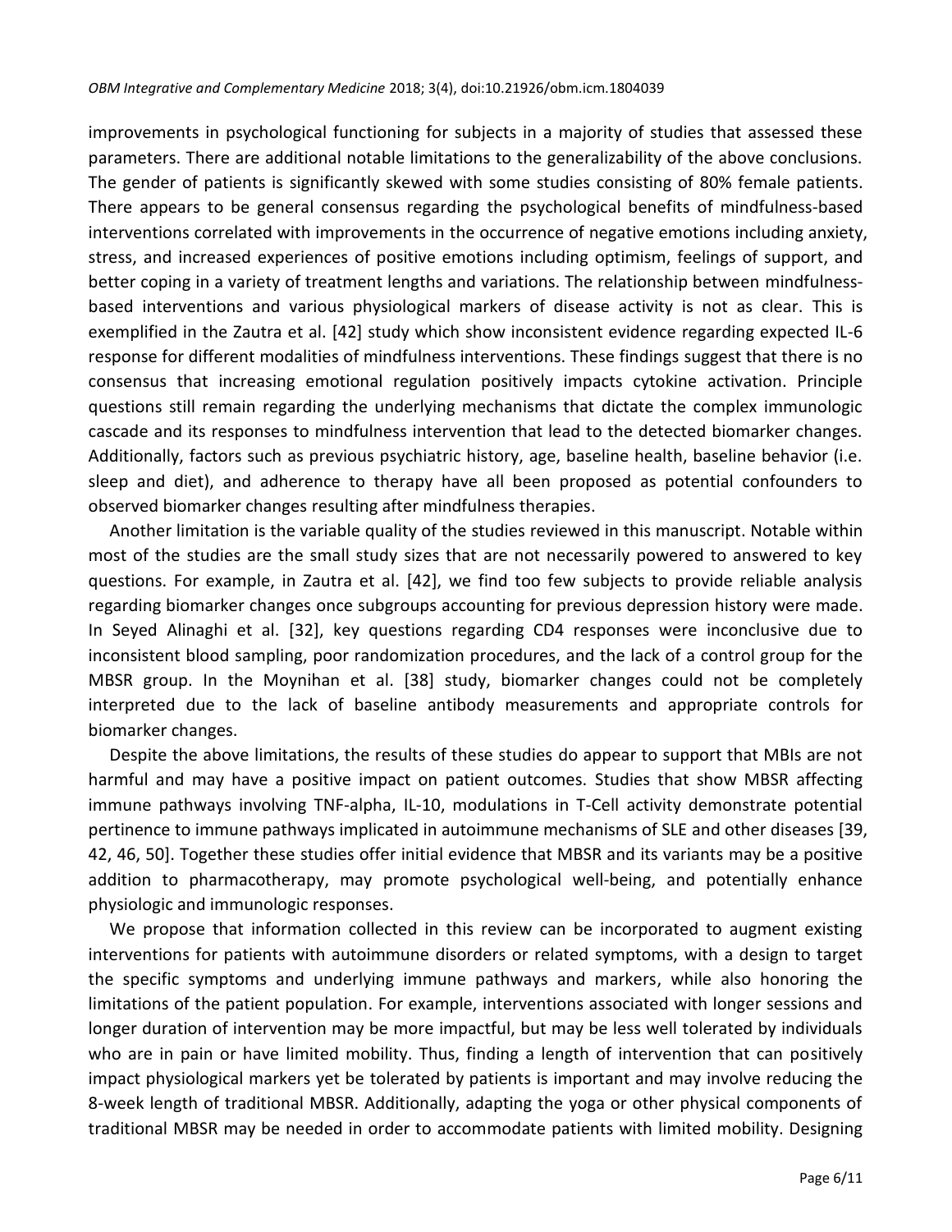improvements in psychological functioning for subjects in a majority of studies that assessed these parameters. There are additional notable limitations to the generalizability of the above conclusions. The gender of patients is significantly skewed with some studies consisting of 80% female patients. There appears to be general consensus regarding the psychological benefits of mindfulness-based interventions correlated with improvements in the occurrence of negative emotions including anxiety, stress, and increased experiences of positive emotions including optimism, feelings of support, and better coping in a variety of treatment lengths and variations. The relationship between mindfulness-based interventions and various physiological markers of disease activity is not as clear. This is exemplified in the Zautra et al. [42] study which show inconsistent evidence regarding expected IL-6 response for different modalities of mindfulness interventions. These findings suggest that there is no consensus that increasing emotional regulation positively impacts cytokine activation. Principle questions still remain regarding the underlying mechanisms that dictate the complex immunologic cascade and its responses to mindfulness intervention that lead to the detected biomarker changes. Additionally, factors such as previous psychiatric history, age, baseline health, baseline behavior (i.e. sleep and diet), and adherence to therapy have all been proposed as potential confounders to observed biomarker changes resulting after mindfulness therapies.

Another limitation is the variable quality of the studies reviewed in this manuscript. Notable within most of the studies are the small study sizes that are not necessarily powered to answered to key questions. For example, in Zautra et al. [42], we find too few subjects to provide reliable analysis regarding biomarker changes once subgroups accounting for previous depression history were made. In Seyed Alinaghi et al. [32], key questions regarding CD4 responses were inconclusive due to inconsistent blood sampling, poor randomization procedures, and the lack of a control group for the MBSR group. In the Moynihan et al. [38] study, biomarker changes could not be completely interpreted due to the lack of baseline antibody measurements and appropriate controls for biomarker changes.

Despite the above limitations, the results of these studies do appear to support that MBIs are not harmful and may have a positive impact on patient outcomes. Studies that show MBSR affecting immune pathways involving TNF-alpha, IL-10, modulations in T-Cell activity demonstrate potential pertinence to immune pathways implicated in autoimmune mechanisms of SLE and other diseases [39, 42, 46, 50]. Together these studies offer initial evidence that MBSR and its variants may be a positive addition to pharmacotherapy, may promote psychological well-being, and potentially enhance physiologic and immunologic responses.

We propose that information collected in this review can be incorporated to augment existing interventions for patients with autoimmune disorders or related symptoms, with a design to target the specific symptoms and underlying immune pathways and markers, while also honoring the limitations of the patient population. For example, interventions associated with longer sessions and longer duration of intervention may be more impactful, but may be less well tolerated by individuals who are in pain or have limited mobility. Thus, finding a length of intervention that can positively impact physiological markers yet be tolerated by patients is important and may involve reducing the 8-week length of traditional MBSR. Additionally, adapting the yoga or other physical components of traditional MBSR may be needed in order to accommodate patients with limited mobility. Designing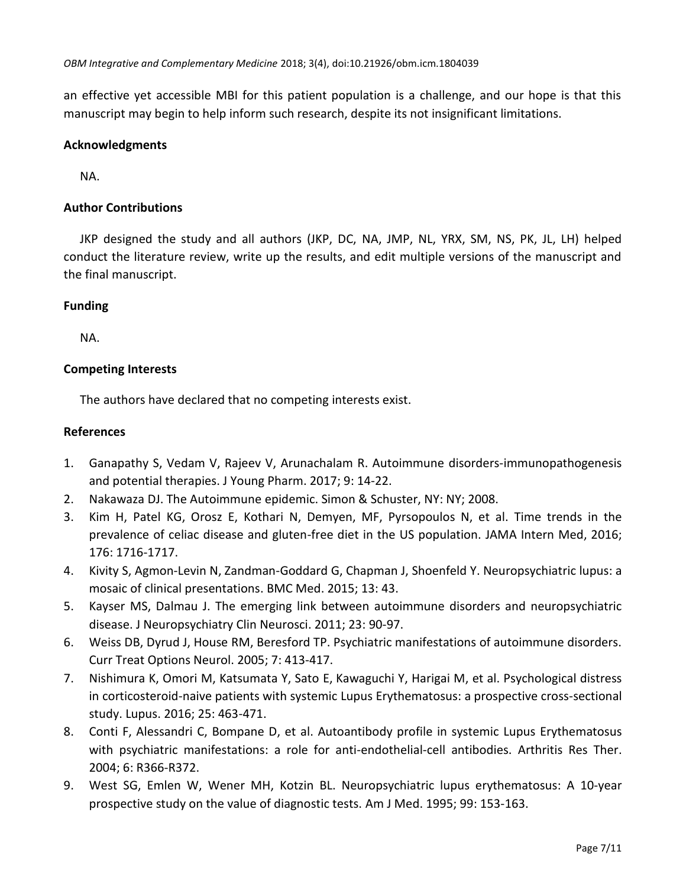an effective yet accessible MBI for this patient population is a challenge, and our hope is that this manuscript may begin to help inform such research, despite its not insignificant limitations.

## Acknowledgments

NA.

## Author Contributions

JKP designed the study and all authors (JKP, DC, NA, JMP, NL, YRX, SM, NS, PK, JL, LH) helped conduct the literature review, write up the results, and edit multiple versions of the manuscript and the final manuscript.

## Funding

NA.

## Competing Interests

The authors have declared that no competing interests exist.

## References

1. Ganapathy S, Vedam V, Rajeev V, Arunachalam R. Autoimmune disorders-immunopathogenesis and potential therapies. J Young Pharm. 2017; 9: 14-22.
2. Nakawaza DJ. The Autoimmune epidemic. Simon & Schuster, NY: NY; 2008.
3. Kim H, Patel KG, Orosz E, Kothari N, Demyen, MF, Pyrsopoulos N, et al. Time trends in the prevalence of celiac disease and gluten-free diet in the US population. JAMA Intern Med, 2016; 176: 1716-1717.
4. Kivity S, Agmon-Levin N, Zandman-Goddard G, Chapman J, Shoenfeld Y. Neuropsychiatric lupus: a mosaic of clinical presentations. BMC Med. 2015; 13: 43.
5. Kayser MS, Dalmau J. The emerging link between autoimmune disorders and neuropsychiatric disease. J Neuropsychiatry Clin Neurosci. 2011; 23: 90-97.
6. Weiss DB, Dyrud J, House RM, Beresford TP. Psychiatric manifestations of autoimmune disorders. Curr Treat Options Neurol. 2005; 7: 413-417.
7. Nishimura K, Omori M, Katsumata Y, Sato E, Kawaguchi Y, Harigai M, et al. Psychological distress in corticosteroid-naive patients with systemic Lupus Erythematosus: a prospective cross-sectional study. Lupus. 2016; 25: 463-471.
8. Conti F, Alessandri C, Bompane D, et al. Autoantibody profile in systemic Lupus Erythematosus with psychiatric manifestations: a role for anti-endothelial-cell antibodies. Arthritis Res Ther. 2004; 6: R366-R372.
9. West SG, Emlen W, Wener MH, Kotzin BL. Neuropsychiatric lupus erythematosus: A 10-year prospective study on the value of diagnostic tests. Am J Med. 1995; 99: 153-163.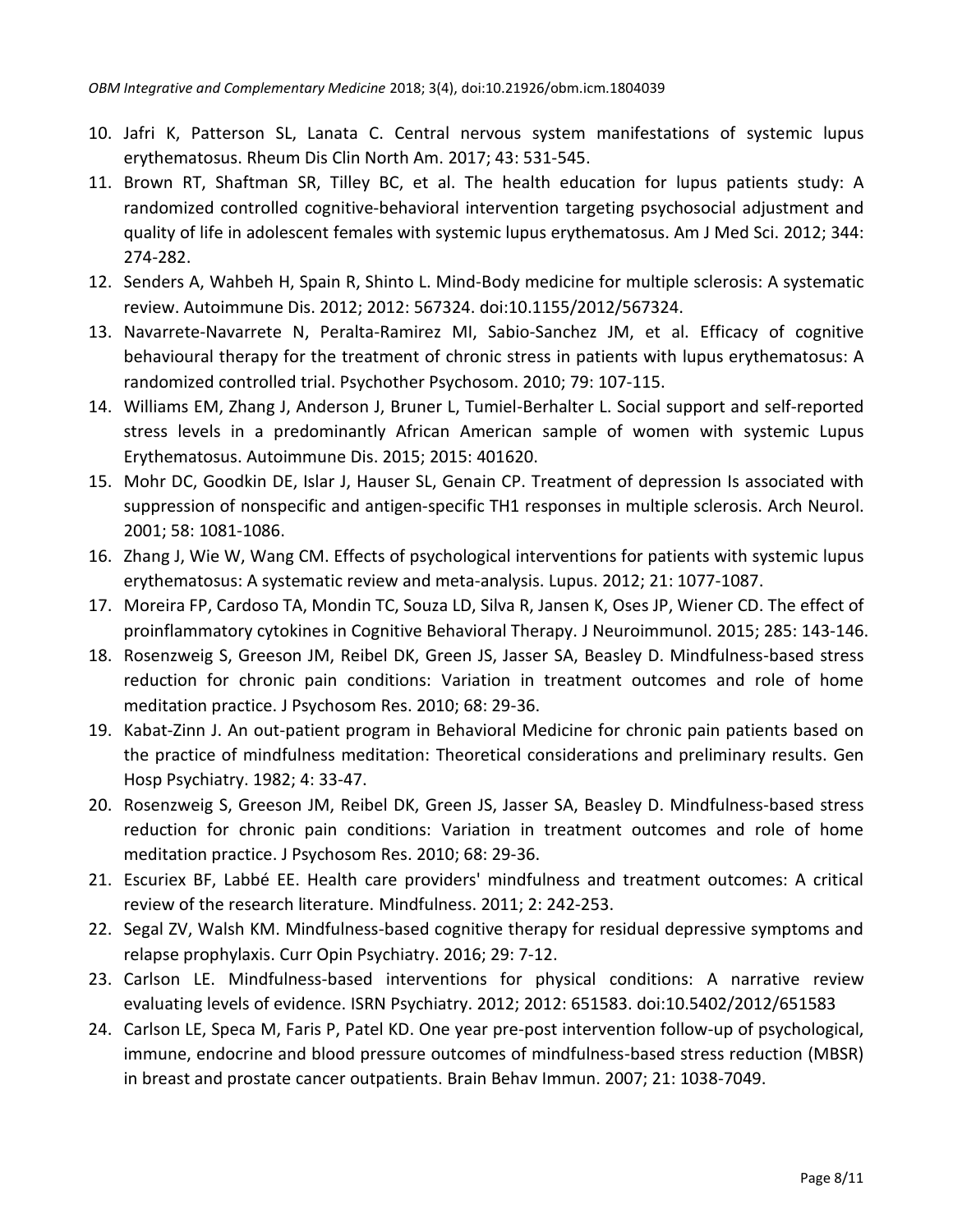10. Jafri K, Patterson SL, Lanata C. Central nervous system manifestations of systemic lupus erythematosus. Rheum Dis Clin North Am. 2017; 43: 531-545.
11. Brown RT, Shaftman SR, Tilley BC, et al. The health education for lupus patients study: A randomized controlled cognitive-behavioral intervention targeting psychosocial adjustment and quality of life in adolescent females with systemic lupus erythematosus. Am J Med Sci. 2012; 344: 274-282.
12. Senders A, Wahbeh H, Spain R, Shinto L. Mind-Body medicine for multiple sclerosis: A systematic review. Autoimmune Dis. 2012; 2012: 567324. doi:10.1155/2012/567324.
13. Navarrete-Navarrete N, Peralta-Ramirez MI, Sabio-Sanchez JM, et al. Efficacy of cognitive behavioural therapy for the treatment of chronic stress in patients with lupus erythematosus: A randomized controlled trial. Psychother Psychosom. 2010; 79: 107-115.
14. Williams EM, Zhang J, Anderson J, Bruner L, Tumiel-Berhalter L. Social support and self-reported stress levels in a predominantly African American sample of women with systemic Lupus Erythematosus. Autoimmune Dis. 2015; 2015: 401620.
15. Mohr DC, Goodkin DE, Islar J, Hauser SL, Genain CP. Treatment of depression Is associated with suppression of nonspecific and antigen-specific TH1 responses in multiple sclerosis. Arch Neurol. 2001; 58: 1081-1086.
16. Zhang J, Wie W, Wang CM. Effects of psychological interventions for patients with systemic lupus erythematosus: A systematic review and meta-analysis. Lupus. 2012; 21: 1077-1087.
17. Moreira FP, Cardoso TA, Mondin TC, Souza LD, Silva R, Jansen K, Oses JP, Wiener CD. The effect of proinflammatory cytokines in Cognitive Behavioral Therapy. J Neuroimmunol. 2015; 285: 143-146.
18. Rosenzweig S, Greeson JM, Reibel DK, Green JS, Jasser SA, Beasley D. Mindfulness-based stress reduction for chronic pain conditions: Variation in treatment outcomes and role of home meditation practice. J Psychosom Res. 2010; 68: 29-36.
19. Kabat-Zinn J. An out-patient program in Behavioral Medicine for chronic pain patients based on the practice of mindfulness meditation: Theoretical considerations and preliminary results. Gen Hosp Psychiatry. 1982; 4: 33-47.
20. Rosenzweig S, Greeson JM, Reibel DK, Green JS, Jasser SA, Beasley D. Mindfulness-based stress reduction for chronic pain conditions: Variation in treatment outcomes and role of home meditation practice. J Psychosom Res. 2010; 68: 29-36.
21. Escuriex BF, Labbé EE. Health care providers' mindfulness and treatment outcomes: A critical review of the research literature. Mindfulness. 2011; 2: 242-253.
22. Segal ZV, Walsh KM. Mindfulness-based cognitive therapy for residual depressive symptoms and relapse prophylaxis. Curr Opin Psychiatry. 2016; 29: 7-12.
23. Carlson LE. Mindfulness-based interventions for physical conditions: A narrative review evaluating levels of evidence. ISRN Psychiatry. 2012; 2012: 651583. doi:10.5402/2012/651583
24. Carlson LE, Speca M, Faris P, Patel KD. One year pre-post intervention follow-up of psychological, immune, endocrine and blood pressure outcomes of mindfulness-based stress reduction (MBSR) in breast and prostate cancer outpatients. Brain Behav Immun. 2007; 21: 1038-7049.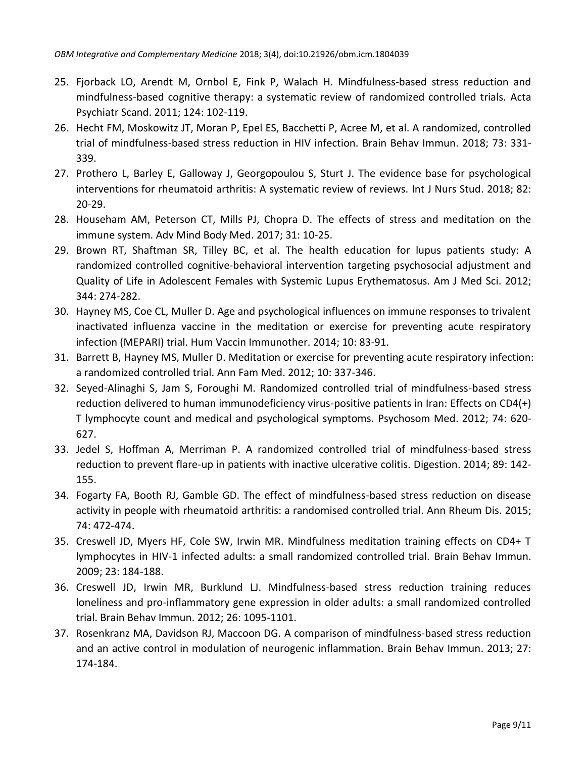25. Fjorback LO, Arendt M, Ornbol E, Fink P, Walach H. Mindfulness-based stress reduction and mindfulness-based cognitive therapy: a systematic review of randomized controlled trials. Acta Psychiatr Scand. 2011; 124: 102-119.
26. Hecht FM, Moskowitz JT, Moran P, Epel ES, Bacchetti P, Acree M, et al. A randomized, controlled trial of mindfulness-based stress reduction in HIV infection. Brain Behav Immun. 2018; 73: 331-339.
27. Prothero L, Barley E, Galloway J, Georgopoulou S, Sturt J. The evidence base for psychological interventions for rheumatoid arthritis: A systematic review of reviews. Int J Nurs Stud. 2018; 82: 20-29.
28. Househam AM, Peterson CT, Mills PJ, Chopra D. The effects of stress and meditation on the immune system. Adv Mind Body Med. 2017; 31: 10-25.
29. Brown RT, Shaftman SR, Tilley BC, et al. The health education for lupus patients study: A randomized controlled cognitive-behavioral intervention targeting psychosocial adjustment and Quality of Life in Adolescent Females with Systemic Lupus Erythematosus. Am J Med Sci. 2012; 344: 274-282.
30. Hayney MS, Coe CL, Muller D. Age and psychological influences on immune responses to trivalent inactivated influenza vaccine in the meditation or exercise for preventing acute respiratory infection (MEPARI) trial. Hum Vaccin Immunother. 2014; 10: 83-91.
31. Barrett B, Hayney MS, Muller D. Meditation or exercise for preventing acute respiratory infection: a randomized controlled trial. Ann Fam Med. 2012; 10: 337-346.
32. Seyed-Alinaghi S, Jam S, Foroughi M. Randomized controlled trial of mindfulness-based stress reduction delivered to human immunodeficiency virus-positive patients in Iran: Effects on CD4(+) T lymphocyte count and medical and psychological symptoms. Psychosom Med. 2012; 74: 620-627.
33. Jedel S, Hoffman A, Merriman P. A randomized controlled trial of mindfulness-based stress reduction to prevent flare-up in patients with inactive ulcerative colitis. Digestion. 2014; 89: 142-155.
34. Fogarty FA, Booth RJ, Gamble GD. The effect of mindfulness-based stress reduction on disease activity in people with rheumatoid arthritis: a randomised controlled trial. Ann Rheum Dis. 2015; 74: 472-474.
35. Creswell JD, Myers HF, Cole SW, Irwin MR. Mindfulness meditation training effects on CD4+ T lymphocytes in HIV-1 infected adults: a small randomized controlled trial. Brain Behav Immun. 2009; 23: 184-188.
36. Creswell JD, Irwin MR, Burklund LJ. Mindfulness-based stress reduction training reduces loneliness and pro-inflammatory gene expression in older adults: a small randomized controlled trial. Brain Behav Immun. 2012; 26: 1095-1101.
37. Rosenkranz MA, Davidson RJ, Maccoon DG. A comparison of mindfulness-based stress reduction and an active control in modulation of neurogenic inflammation. Brain Behav Immun. 2013; 27: 174-184.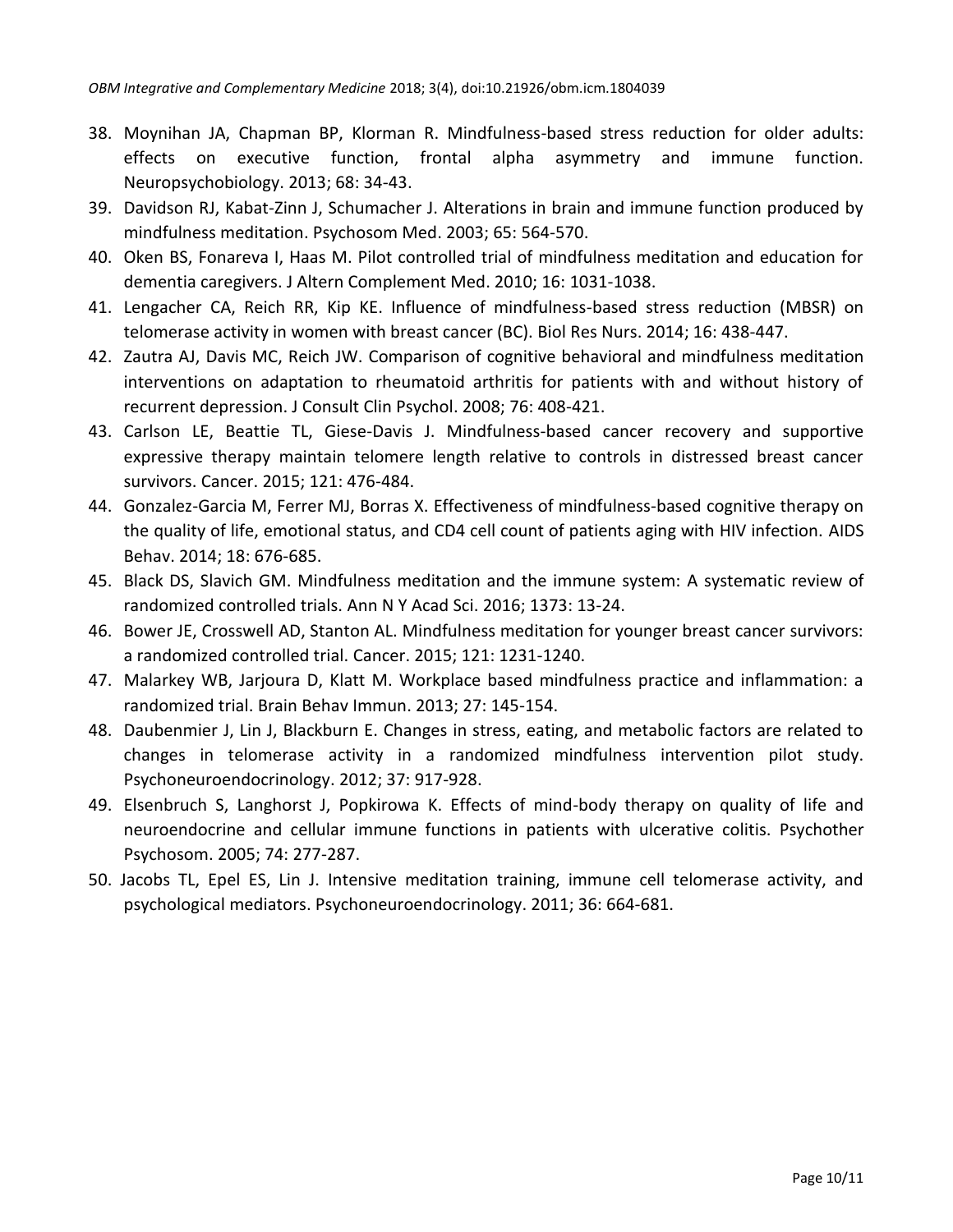38. Moynihan JA, Chapman BP, Klorman R. Mindfulness-based stress reduction for older adults: effects on executive function, frontal alpha asymmetry and immune function. Neuropsychobiology. 2013; 68: 34-43.
39. Davidson RJ, Kabat-Zinn J, Schumacher J. Alterations in brain and immune function produced by mindfulness meditation. Psychosom Med. 2003; 65: 564-570.
40. Oken BS, Fonareva I, Haas M. Pilot controlled trial of mindfulness meditation and education for dementia caregivers. J Altern Complement Med. 2010; 16: 1031-1038.
41. Lengacher CA, Reich RR, Kip KE. Influence of mindfulness-based stress reduction (MBSR) on telomerase activity in women with breast cancer (BC). Biol Res Nurs. 2014; 16: 438-447.
42. Zautra AJ, Davis MC, Reich JW. Comparison of cognitive behavioral and mindfulness meditation interventions on adaptation to rheumatoid arthritis for patients with and without history of recurrent depression. J Consult Clin Psychol. 2008; 76: 408-421.
43. Carlson LE, Beattie TL, Giese-Davis J. Mindfulness-based cancer recovery and supportive expressive therapy maintain telomere length relative to controls in distressed breast cancer survivors. Cancer. 2015; 121: 476-484.
44. Gonzalez-Garcia M, Ferrer MJ, Borras X. Effectiveness of mindfulness-based cognitive therapy on the quality of life, emotional status, and CD4 cell count of patients aging with HIV infection. AIDS Behav. 2014; 18: 676-685.
45. Black DS, Slavich GM. Mindfulness meditation and the immune system: A systematic review of randomized controlled trials. Ann N Y Acad Sci. 2016; 1373: 13-24.
46. Bower JE, Crosswell AD, Stanton AL. Mindfulness meditation for younger breast cancer survivors: a randomized controlled trial. Cancer. 2015; 121: 1231-1240.
47. Malarkey WB, Jarjoura D, Klatt M. Workplace based mindfulness practice and inflammation: a randomized trial. Brain Behav Immun. 2013; 27: 145-154.
48. Daubenmier J, Lin J, Blackburn E. Changes in stress, eating, and metabolic factors are related to changes in telomerase activity in a randomized mindfulness intervention pilot study. Psychoneuroendocrinology. 2012; 37: 917-928.
49. Elsenbruch S, Langhorst J, Popkirowa K. Effects of mind-body therapy on quality of life and neuroendocrine and cellular immune functions in patients with ulcerative colitis. Psychother Psychosom. 2005; 74: 277-287.
50. Jacobs TL, Epel ES, Lin J. Intensive meditation training, immune cell telomerase activity, and psychological mediators. Psychoneuroendocrinology. 2011; 36: 664-681.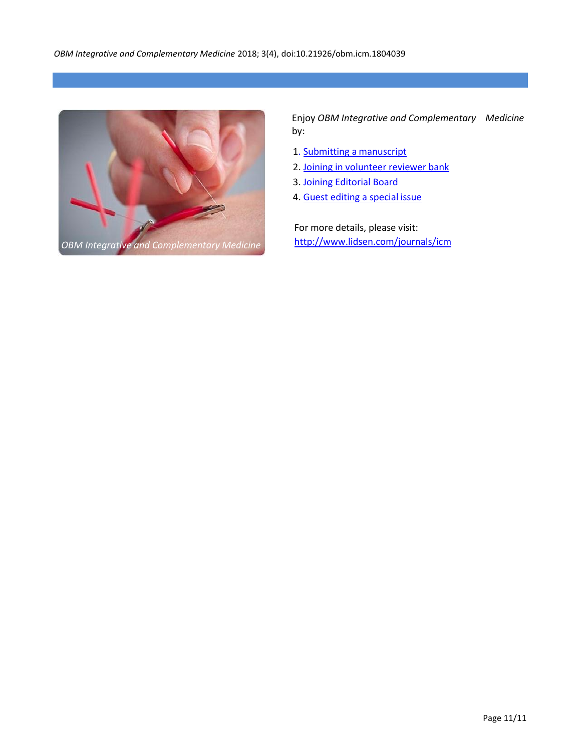Enjoy *OBM Integrative and Complementary Medicine* by:

1. Submitting a manuscript
2. Joining in volunteer reviewer bank
3. Joining Editorial Board
4. Guest editing a special issue

For more details, please visit:
http://www.lidsen.com/journals/icm